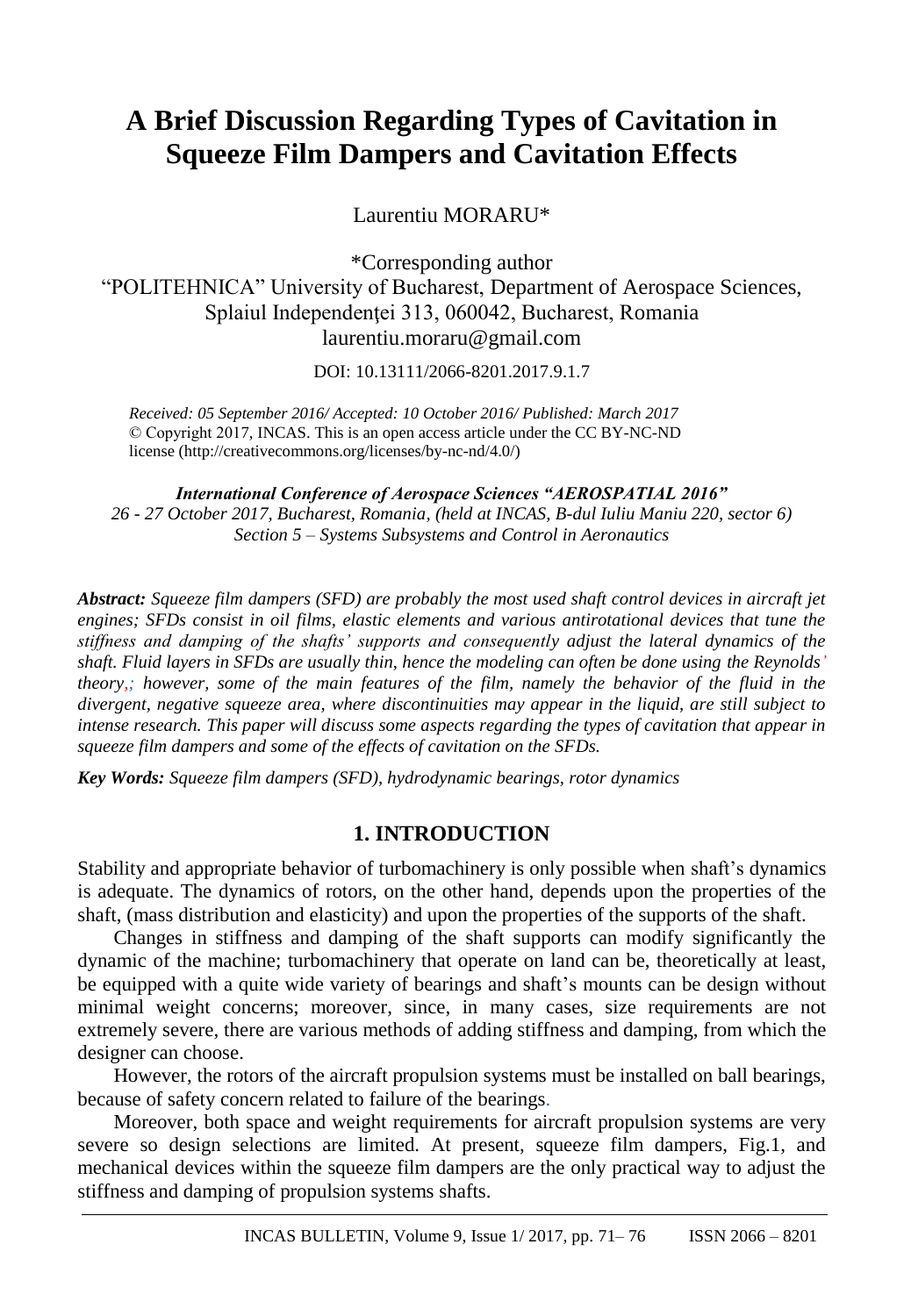# A Brief Discussion Regarding Types of Cavitation in Squeeze Film Dampers and Cavitation Effects

Laurentiu MORARU*

*Corresponding author
"POLITEHNICA" University of Bucharest, Department of Aerospace Sciences,
Splaiul Independenţei 313, 060042, Bucharest, Romania
laurentiu.moraru@gmail.com

DOI: 10.13111/2066-8201.2017.9.1.7

*Received: 05 September 2016/ Accepted: 10 October 2016/ Published: March 2017*
© Copyright 2017, INCAS. This is an open access article under the CC BY-NC-ND license (http://creativecommons.org/licenses/by-nc-nd/4.0/)

***International Conference of Aerospace Sciences "AEROSPATIAL 2016"***
*26 - 27 October 2017, Bucharest, Romania, (held at INCAS, B-dul Iuliu Maniu 220, sector 6)*
*Section 5 – Systems Subsystems and Control in Aeronautics*

***Abstract:*** *Squeeze film dampers (SFD) are probably the most used shaft control devices in aircraft jet engines; SFDs consist in oil films, elastic elements and various antirotational devices that tune the stiffness and damping of the shafts' supports and consequently adjust the lateral dynamics of the shaft. Fluid layers in SFDs are usually thin, hence the modeling can often be done using the Reynolds' theory,; however, some of the main features of the film, namely the behavior of the fluid in the divergent, negative squeeze area, where discontinuities may appear in the liquid, are still subject to intense research. This paper will discuss some aspects regarding the types of cavitation that appear in squeeze film dampers and some of the effects of cavitation on the SFDs.*

***Key Words:*** *Squeeze film dampers (SFD), hydrodynamic bearings, rotor dynamics*

## 1. INTRODUCTION

Stability and appropriate behavior of turbomachinery is only possible when shaft's dynamics is adequate. The dynamics of rotors, on the other hand, depends upon the properties of the shaft, (mass distribution and elasticity) and upon the properties of the supports of the shaft.

Changes in stiffness and damping of the shaft supports can modify significantly the dynamic of the machine; turbomachinery that operate on land can be, theoretically at least, be equipped with a quite wide variety of bearings and shaft's mounts can be design without minimal weight concerns; moreover, since, in many cases, size requirements are not extremely severe, there are various methods of adding stiffness and damping, from which the designer can choose.

However, the rotors of the aircraft propulsion systems must be installed on ball bearings, because of safety concern related to failure of the bearings.

Moreover, both space and weight requirements for aircraft propulsion systems are very severe so design selections are limited. At present, squeeze film dampers, Fig.1, and mechanical devices within the squeeze film dampers are the only practical way to adjust the stiffness and damping of propulsion systems shafts.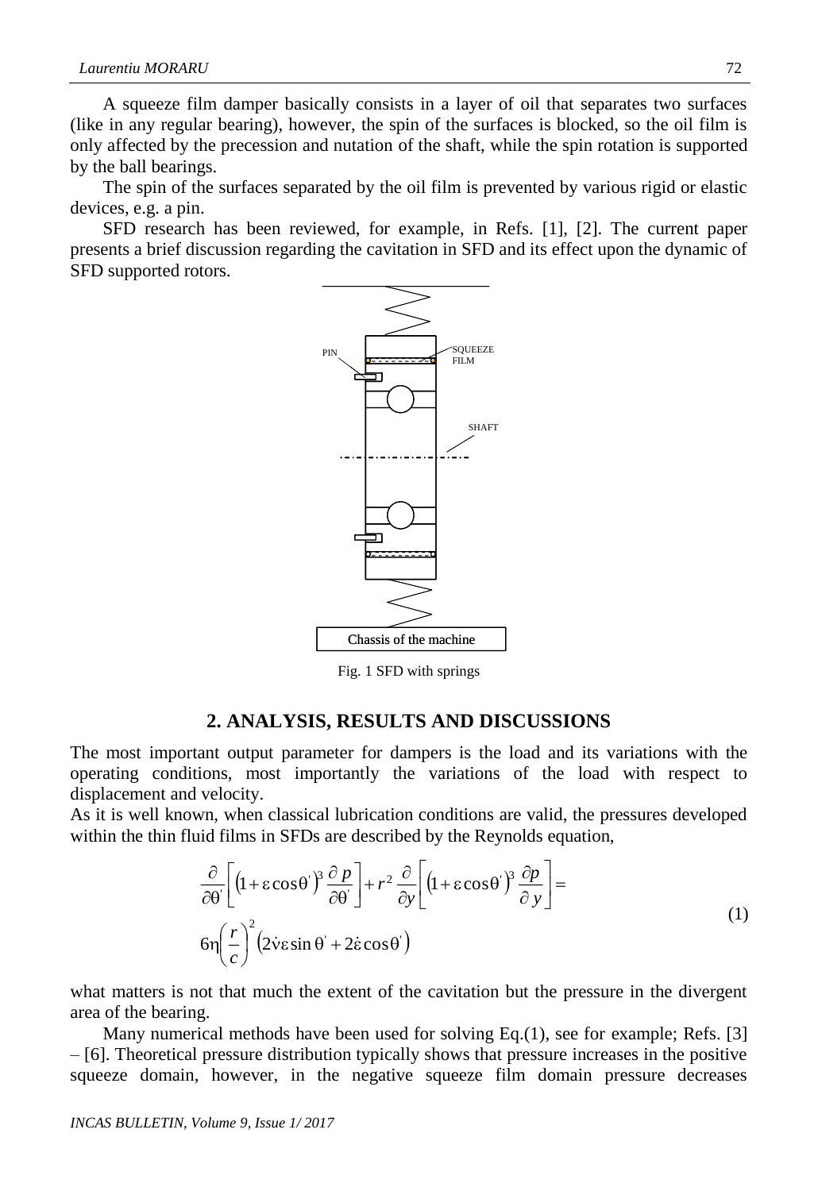A squeeze film damper basically consists in a layer of oil that separates two surfaces (like in any regular bearing), however, the spin of the surfaces is blocked, so the oil film is only affected by the precession and nutation of the shaft, while the spin rotation is supported by the ball bearings.

The spin of the surfaces separated by the oil film is prevented by various rigid or elastic devices, e.g. a pin.

SFD research has been reviewed, for example, in Refs. [1], [2]. The current paper presents a brief discussion regarding the cavitation in SFD and its effect upon the dynamic of SFD supported rotors.

Fig. 1 SFD with springs

## 2. ANALYSIS, RESULTS AND DISCUSSIONS

The most important output parameter for dampers is the load and its variations with the operating conditions, most importantly the variations of the load with respect to displacement and velocity.

As it is well known, when classical lubrication conditions are valid, the pressures developed within the thin fluid films in SFDs are described by the Reynolds equation,

$$
\begin{aligned}
&\frac{\partial}{\partial \theta'}\left[\left(1+\varepsilon\cos\theta'\right)^3 \frac{\partial p}{\partial \theta'}\right] + r^2 \frac{\partial}{\partial y}\left[\left(1+\varepsilon\cos\theta'\right)^3 \frac{\partial p}{\partial y}\right] = \\
&6\eta\left(\frac{r}{c}\right)^2\left(2\dot{\nu}\varepsilon\sin\theta' + 2\dot{\varepsilon}\cos\theta'\right)
\end{aligned}
\tag{1}
$$

what matters is not that much the extent of the cavitation but the pressure in the divergent area of the bearing.

Many numerical methods have been used for solving Eq.(1), see for example; Refs. [3] – [6]. Theoretical pressure distribution typically shows that pressure increases in the positive squeeze domain, however, in the negative squeeze film domain pressure decreases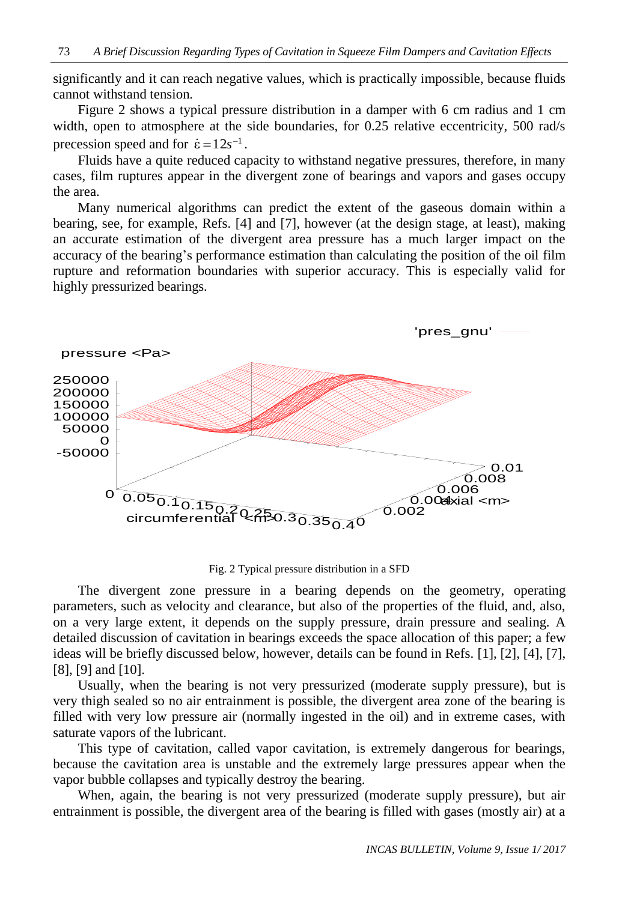significantly and it can reach negative values, which is practically impossible, because fluids cannot withstand tension.

Figure 2 shows a typical pressure distribution in a damper with 6 cm radius and 1 cm width, open to atmosphere at the side boundaries, for 0.25 relative eccentricity, 500 rad/s precession speed and for $\dot{\varepsilon} = 12 s^{-1}$.

Fluids have a quite reduced capacity to withstand negative pressures, therefore, in many cases, film ruptures appear in the divergent zone of bearings and vapors and gases occupy the area.

Many numerical algorithms can predict the extent of the gaseous domain within a bearing, see, for example, Refs. [4] and [7], however (at the design stage, at least), making an accurate estimation of the divergent area pressure has a much larger impact on the accuracy of the bearing's performance estimation than calculating the position of the oil film rupture and reformation boundaries with superior accuracy. This is especially valid for highly pressurized bearings.

Fig. 2 Typical pressure distribution in a SFD

The divergent zone pressure in a bearing depends on the geometry, operating parameters, such as velocity and clearance, but also of the properties of the fluid, and, also, on a very large extent, it depends on the supply pressure, drain pressure and sealing. A detailed discussion of cavitation in bearings exceeds the space allocation of this paper; a few ideas will be briefly discussed below, however, details can be found in Refs. [1], [2], [4], [7], [8], [9] and [10].

Usually, when the bearing is not very pressurized (moderate supply pressure), but is very thigh sealed so no air entrainment is possible, the divergent area zone of the bearing is filled with very low pressure air (normally ingested in the oil) and in extreme cases, with saturate vapors of the lubricant.

This type of cavitation, called vapor cavitation, is extremely dangerous for bearings, because the cavitation area is unstable and the extremely large pressures appear when the vapor bubble collapses and typically destroy the bearing.

When, again, the bearing is not very pressurized (moderate supply pressure), but air entrainment is possible, the divergent area of the bearing is filled with gases (mostly air) at a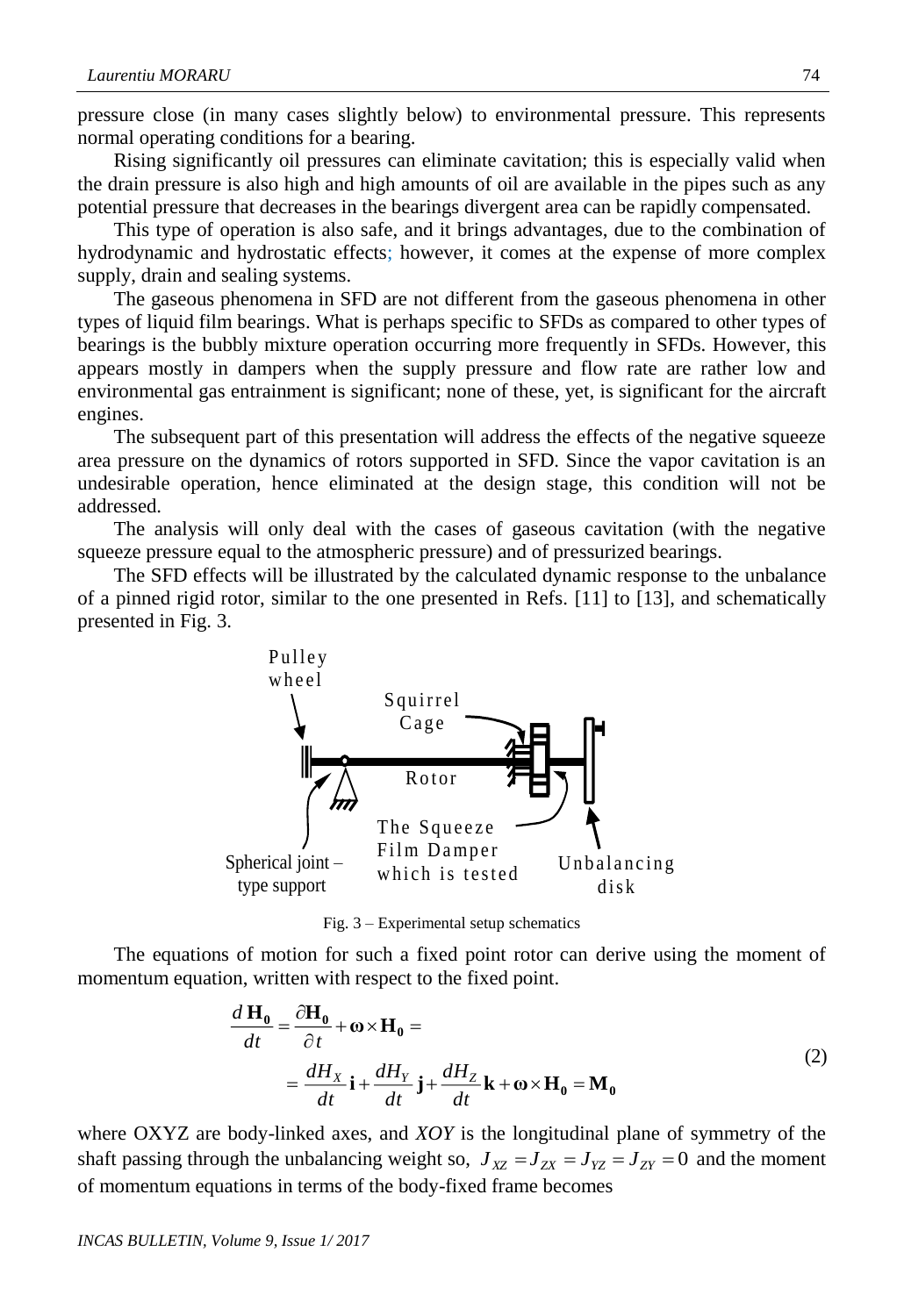pressure close (in many cases slightly below) to environmental pressure. This represents normal operating conditions for a bearing.

Rising significantly oil pressures can eliminate cavitation; this is especially valid when the drain pressure is also high and high amounts of oil are available in the pipes such as any potential pressure that decreases in the bearings divergent area can be rapidly compensated.

This type of operation is also safe, and it brings advantages, due to the combination of hydrodynamic and hydrostatic effects; however, it comes at the expense of more complex supply, drain and sealing systems.

The gaseous phenomena in SFD are not different from the gaseous phenomena in other types of liquid film bearings. What is perhaps specific to SFDs as compared to other types of bearings is the bubbly mixture operation occurring more frequently in SFDs. However, this appears mostly in dampers when the supply pressure and flow rate are rather low and environmental gas entrainment is significant; none of these, yet, is significant for the aircraft engines.

The subsequent part of this presentation will address the effects of the negative squeeze area pressure on the dynamics of rotors supported in SFD. Since the vapor cavitation is an undesirable operation, hence eliminated at the design stage, this condition will not be addressed.

The analysis will only deal with the cases of gaseous cavitation (with the negative squeeze pressure equal to the atmospheric pressure) and of pressurized bearings.

The SFD effects will be illustrated by the calculated dynamic response to the unbalance of a pinned rigid rotor, similar to the one presented in Refs. [11] to [13], and schematically presented in Fig. 3.

Pulley wheel — Squirrel Cage — Rotor — Spherical joint – type support — The Squeeze Film Damper which is tested — Unbalancing disk

Fig. 3 – Experimental setup schematics

The equations of motion for such a fixed point rotor can derive using the moment of momentum equation, written with respect to the fixed point.

$$\frac{d\,\mathbf{H_0}}{dt} = \frac{\partial \mathbf{H_0}}{\partial t} + \boldsymbol{\omega} \times \mathbf{H_0} = \\ = \frac{dH_X}{dt}\mathbf{i} + \frac{dH_Y}{dt}\mathbf{j} + \frac{dH_Z}{dt}\mathbf{k} + \boldsymbol{\omega} \times \mathbf{H_0} = \mathbf{M_0} \tag{2}$$

where OXYZ are body-linked axes, and *XOY* is the longitudinal plane of symmetry of the shaft passing through the unbalancing weight so, $J_{XZ} = J_{ZX} = J_{YZ} = J_{ZY} = 0$ and the moment of momentum equations in terms of the body-fixed frame becomes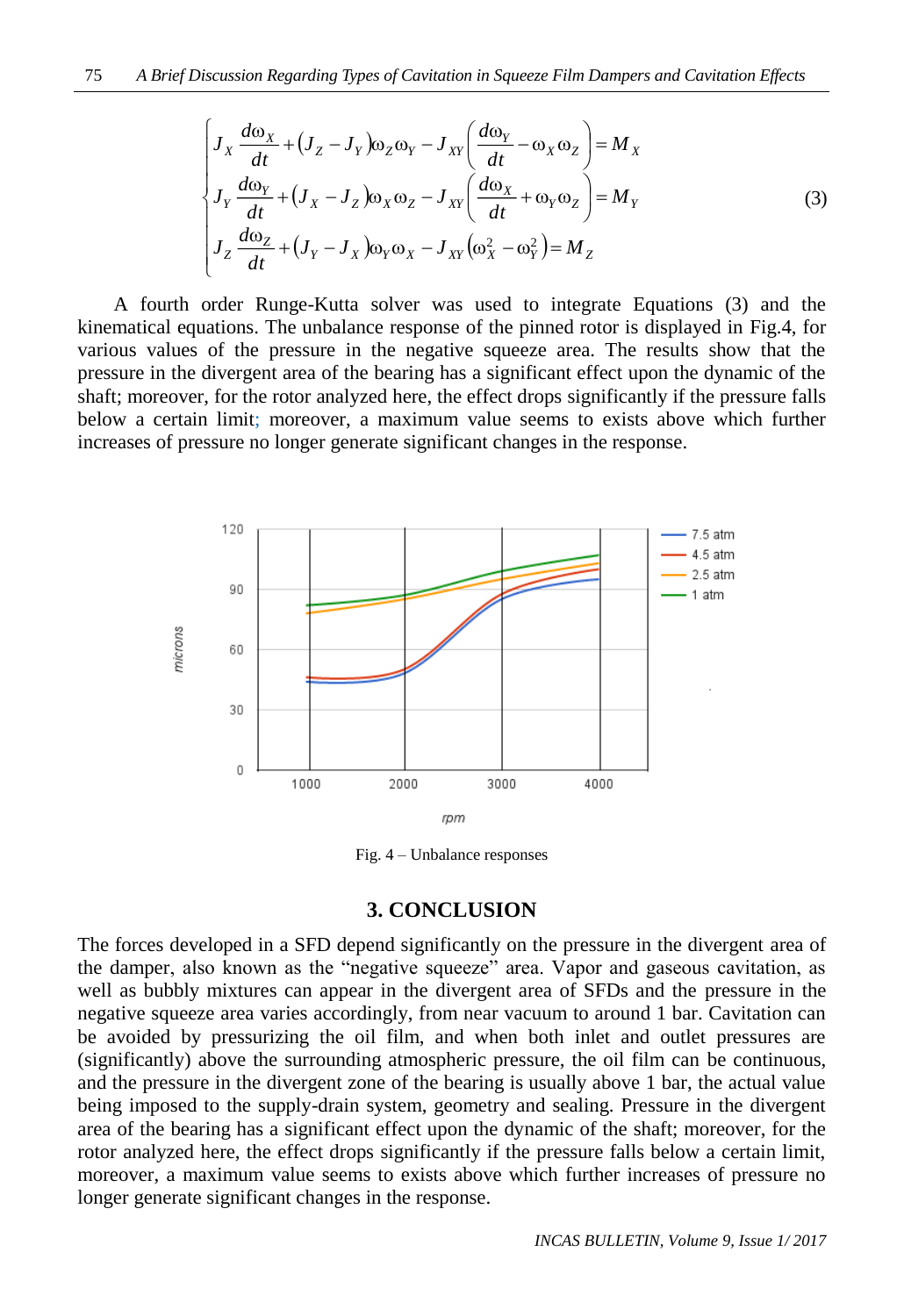$$
\begin{cases}
J_X \dfrac{d\omega_X}{dt} + (J_Z - J_Y)\omega_Z\omega_Y - J_{XY}\left(\dfrac{d\omega_Y}{dt} - \omega_X\omega_Z\right) = M_X \\
J_Y \dfrac{d\omega_Y}{dt} + (J_X - J_Z)\omega_X\omega_Z - J_{XY}\left(\dfrac{d\omega_X}{dt} + \omega_Y\omega_Z\right) = M_Y \\
J_Z \dfrac{d\omega_Z}{dt} + (J_Y - J_X)\omega_Y\omega_X - J_{XY}\left(\omega_X^2 - \omega_Y^2\right) = M_Z
\end{cases}
\tag{3}
$$

A fourth order Runge-Kutta solver was used to integrate Equations (3) and the kinematical equations. The unbalance response of the pinned rotor is displayed in Fig.4, for various values of the pressure in the negative squeeze area. The results show that the pressure in the divergent area of the bearing has a significant effect upon the dynamic of the shaft; moreover, for the rotor analyzed here, the effect drops significantly if the pressure falls below a certain limit; moreover, a maximum value seems to exists above which further increases of pressure no longer generate significant changes in the response.

Fig. 4 – Unbalance responses

## 3. CONCLUSION

The forces developed in a SFD depend significantly on the pressure in the divergent area of the damper, also known as the "negative squeeze" area. Vapor and gaseous cavitation, as well as bubbly mixtures can appear in the divergent area of SFDs and the pressure in the negative squeeze area varies accordingly, from near vacuum to around 1 bar. Cavitation can be avoided by pressurizing the oil film, and when both inlet and outlet pressures are (significantly) above the surrounding atmospheric pressure, the oil film can be continuous, and the pressure in the divergent zone of the bearing is usually above 1 bar, the actual value being imposed to the supply-drain system, geometry and sealing. Pressure in the divergent area of the bearing has a significant effect upon the dynamic of the shaft; moreover, for the rotor analyzed here, the effect drops significantly if the pressure falls below a certain limit, moreover, a maximum value seems to exists above which further increases of pressure no longer generate significant changes in the response.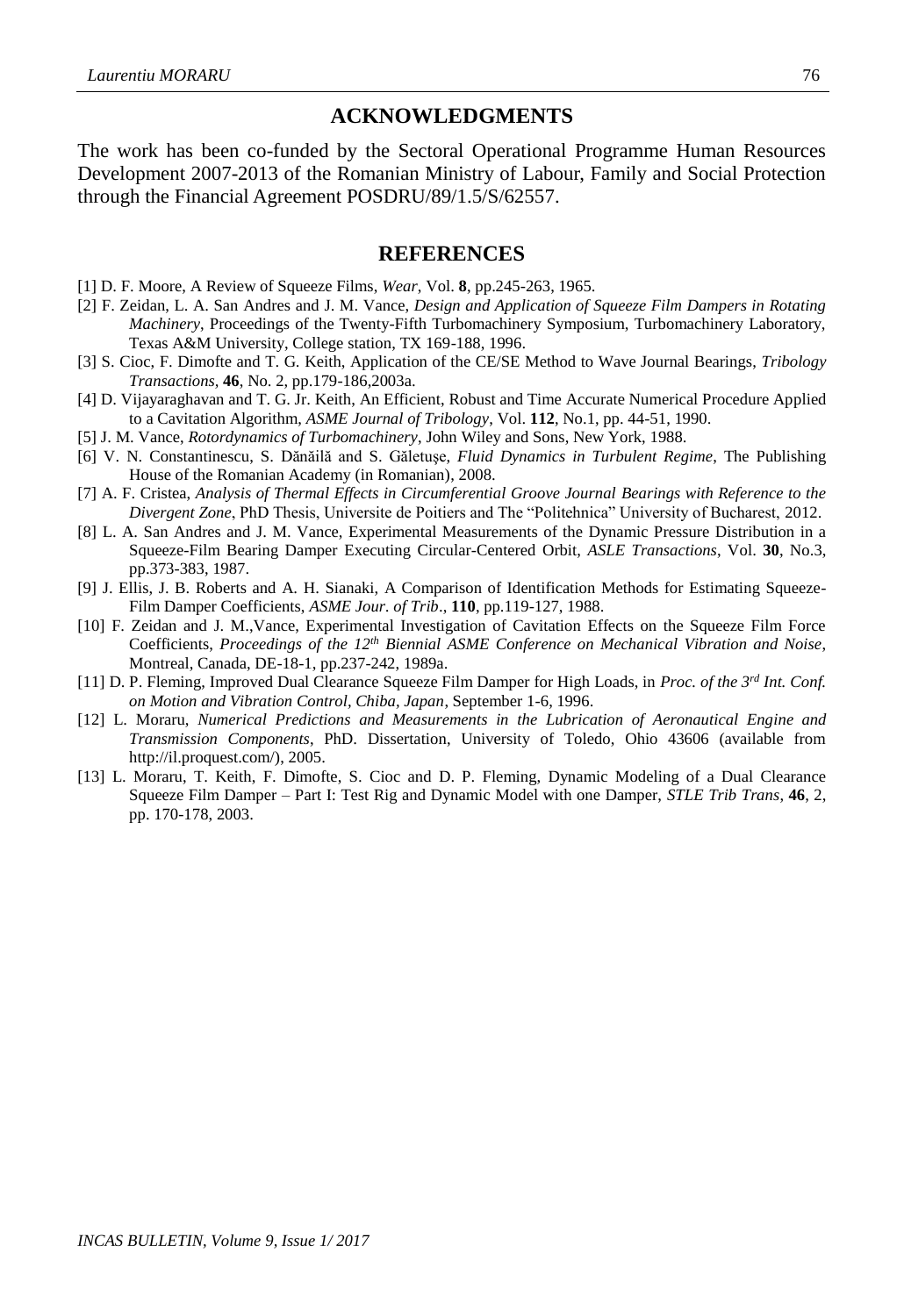## ACKNOWLEDGMENTS

The work has been co-funded by the Sectoral Operational Programme Human Resources Development 2007-2013 of the Romanian Ministry of Labour, Family and Social Protection through the Financial Agreement POSDRU/89/1.5/S/62557.

## REFERENCES

[1] D. F. Moore, A Review of Squeeze Films, *Wear*, Vol. **8**, pp.245-263, 1965.

[2] F. Zeidan, L. A. San Andres and J. M. Vance, *Design and Application of Squeeze Film Dampers in Rotating Machinery*, Proceedings of the Twenty-Fifth Turbomachinery Symposium, Turbomachinery Laboratory, Texas A&M University, College station, TX 169-188, 1996.

[3] S. Cioc, F. Dimofte and T. G. Keith, Application of the CE/SE Method to Wave Journal Bearings, *Tribology Transactions*, **46**, No. 2, pp.179-186,2003a.

[4] D. Vijayaraghavan and T. G. Jr. Keith, An Efficient, Robust and Time Accurate Numerical Procedure Applied to a Cavitation Algorithm, *ASME Journal of Tribology*, Vol. **112**, No.1, pp. 44-51, 1990.

[5] J. M. Vance, *Rotordynamics of Turbomachinery*, John Wiley and Sons, New York, 1988.

[6] V. N. Constantinescu, S. Dănăilă and S. Găletuşe, *Fluid Dynamics in Turbulent Regime*, The Publishing House of the Romanian Academy (in Romanian), 2008.

[7] A. F. Cristea, *Analysis of Thermal Effects in Circumferential Groove Journal Bearings with Reference to the Divergent Zone*, PhD Thesis, Universite de Poitiers and The "Politehnica" University of Bucharest, 2012.

[8] L. A. San Andres and J. M. Vance, Experimental Measurements of the Dynamic Pressure Distribution in a Squeeze-Film Bearing Damper Executing Circular-Centered Orbit, *ASLE Transactions*, Vol. **30**, No.3, pp.373-383, 1987.

[9] J. Ellis, J. B. Roberts and A. H. Sianaki, A Comparison of Identification Methods for Estimating Squeeze-Film Damper Coefficients, *ASME Jour. of Trib*., **110**, pp.119-127, 1988.

[10] F. Zeidan and J. M.,Vance, Experimental Investigation of Cavitation Effects on the Squeeze Film Force Coefficients, *Proceedings of the 12th Biennial ASME Conference on Mechanical Vibration and Noise*, Montreal, Canada, DE-18-1, pp.237-242, 1989a.

[11] D. P. Fleming, Improved Dual Clearance Squeeze Film Damper for High Loads, in *Proc. of the 3rd Int. Conf. on Motion and Vibration Control, Chiba, Japan*, September 1-6, 1996.

[12] L. Moraru, *Numerical Predictions and Measurements in the Lubrication of Aeronautical Engine and Transmission Components*, PhD. Dissertation, University of Toledo, Ohio 43606 (available from http://il.proquest.com/), 2005.

[13] L. Moraru, T. Keith, F. Dimofte, S. Cioc and D. P. Fleming, Dynamic Modeling of a Dual Clearance Squeeze Film Damper – Part I: Test Rig and Dynamic Model with one Damper, *STLE Trib Trans*, **46**, 2, pp. 170-178, 2003.